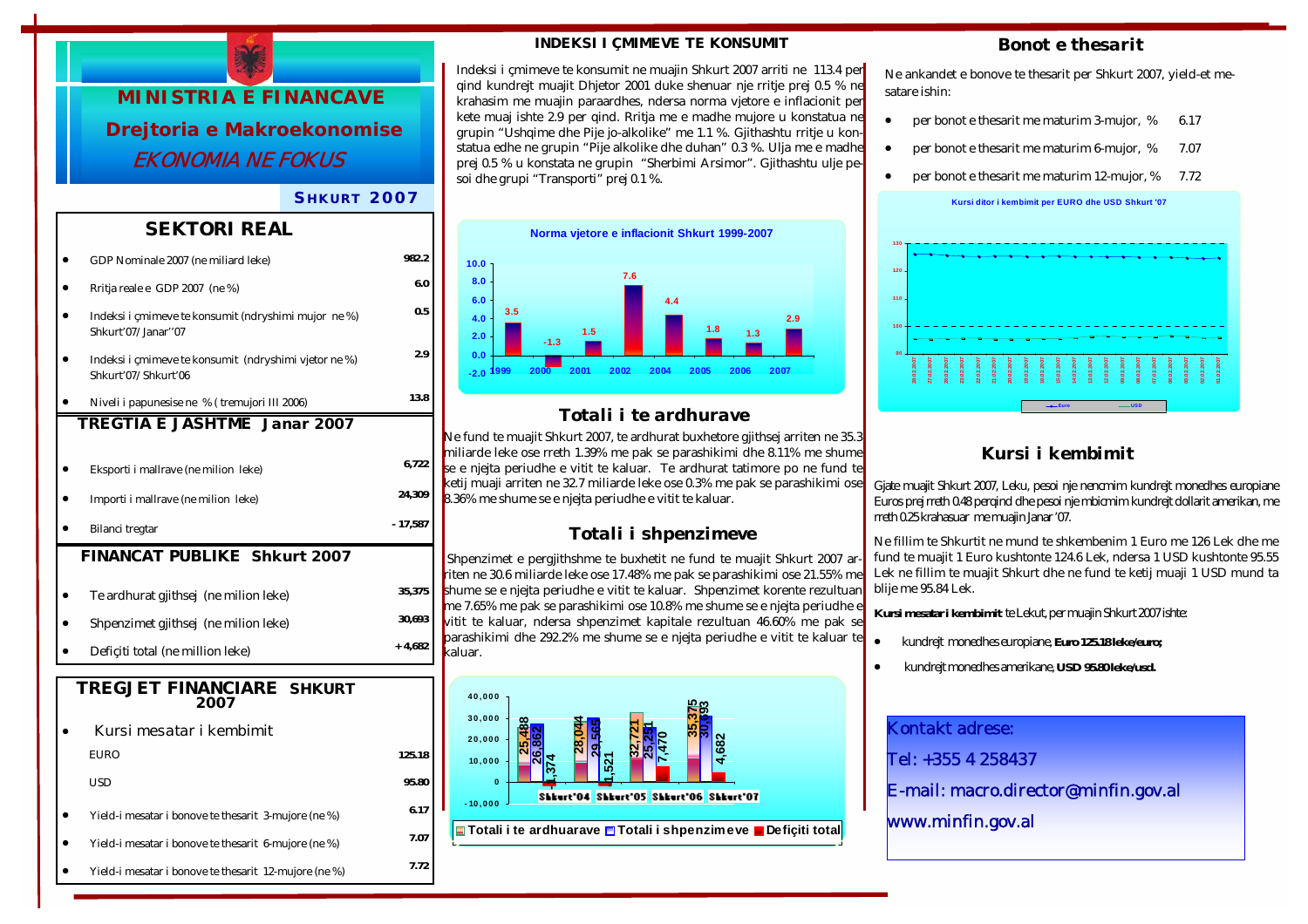# MINISTRIA E FINANCAVE

## Drejtoria e Makroekonomise

*EKONOMIA NE FOKUS*

**SHKURT 2007**

## SEKTORI REAL

| | |
|---|---|
| GDP Nominale 2007 (ne miliard leke) | 982.2 |
| Rritja reale e GDP 2007 (ne %) | 6.0 |
| Indeksi i çmimeve te konsumit (ndryshimi mujor ne %) Shkurt'07/ Janar''07 | 0.5 |
| Indeksi i çmimeve te konsumit (ndryshimi vjetor ne %) Shkurt'07/ Shkurt'06 | 2.9 |
| Niveli i papunesise ne % ( tremujori III 2006) | 13.8 |

## TREGTIA E JASHTME Janar 2007

| | |
|---|---|
| Eksporti i mallrave (ne milion leke) | 6,722 |
| Importi i mallrave (ne milion leke) | 24,309 |
| Bilanci tregtar | - 17,587 |

## FINANCAT PUBLIKE Shkurt 2007

| | |
|---|---|
| Te ardhurat gjithsej (ne milion leke) | 35,375 |
| Shpenzimet gjithsej (ne milion leke) | 30,693 |
| Defiçiti total (ne million leke) | + 4,682 |

## TREGJET FINANCIARE SHKURT 2007

| | |
|---|---|
| Kursi mesatar i kembimit | |
| EURO | 125.18 |
| USD | 95.80 |
| Yield-i mesatar i bonove te thesarit 3-mujore (ne %) | 6.17 |
| Yield-i mesatar i bonove te thesarit 6-mujore (ne %) | 7.07 |
| Yield-i mesatar i bonove te thesarit 12-mujore (ne %) | 7.72 |

## INDEKSI I ÇMIMEVE TE KONSUMIT

Indeksi i çmimeve te konsumit ne muajin Shkurt 2007 arriti ne 113.4 per qind kundrejt muajit Dhjetor 2001 duke shenuar nje rritje prej 0.5 % ne krahasim me muajin paraardhes, ndersa norma vjetore e inflacionit per kete muaj ishte 2.9 per qind. Rritja me e madhe mujore u konstatua ne grupin "Ushqime dhe Pije jo-alkolike" me 1.1 %. Gjithashtu rritje u konstatua edhe ne grupin "Pije alkolike dhe duhan" 0.3 %. Ulja me e madhe prej 0.5 % u konstata ne grupin "Sherbimi Arsimor". Gjithashtu ulje pesoi dhe grupi "Transporti" prej 0.1 %.

**Norma vjetore e inflacionit Shkurt 1999-2007**

| 1999 | 2000 | 2001 | 2002 | 2004 | 2005 | 2006 | 2007 |
|---|---|---|---|---|---|---|---|
| 3.5 | -1.3 | 1.5 | 7.6 | 4.4 | 1.8 | 1.3 | 2.9 |

## Totali i te ardhurave

Ne fund te muajit Shkurt 2007, te ardhurat buxhetore gjithsej arriten ne 35.3 miliarde leke ose rreth 1.39% me pak se parashikimi dhe 8.11% me shume se e njejta periudhe e vitit te kaluar. Te ardhurat tatimore po ne fund te ketij muaji arriten ne 32.7 miliarde leke ose 0.3% me pak se parashikimi ose 8.36% me shume se e njejta periudhe e vitit te kaluar.

## Totali i shpenzimeve

Shpenzimet e pergjithshme te buxhetit ne fund te muajit Shkurt 2007 arriten ne 30.6 miliarde leke ose 17.48% me pak se parashikimi ose 21.55% me shume se e njejta periudhe e vitit te kaluar. Shpenzimet korente rezultuan me 7.65% me pak se parashikimi ose 10.8% me shume se e njejta periudhe e vitit te kaluar, ndersa shpenzimet kapitale rezultuan 46.60% me pak se parashikimi dhe 292.2% me shume se e njejta periudhe e vitit te kaluar te kaluar.

| | Shkurt'04 | Shkurt'05 | Shkurt'06 | Shkurt'07 |
|---|---|---|---|---|
| Totali i te ardhuarave | 25,488 | 28,044 | 32,721 | 35,375 |
| Totali i shpenzimeve | 26,862 | 29,565 | 25,251 | 30,693 |
| Defiçiti total | -1,374 | -1,521 | 7,470 | 4,682 |

## Bonot e thesarit

Ne ankandet e bonove te thesarit per Shkurt 2007, yield-et mesatare ishin:

- per bonot e thesarit me maturim 3-mujor, % 6.17
- per bonot e thesarit me maturim 6-mujor, % 7.07
- per bonot e thesarit me maturim 12-mujor, % 7.72

**Kursi ditor i kembimit per EURO dhe USD Shkurt '07**

## Kursi i kembimit

Gjate muajit Shkurt 2007, Leku, pesoi nje nencmim kundrejt monedhes europiane Euros prej rreth 0.48 perqind dhe pesoi nje mbicmim kundrejt dollarit amerikan, me rreth 0.25 krahasuar me muajin Janar '07.

Ne fillim te Shkurtit ne mund te shkembenim 1 Euro me 126 Lek dhe me fund te muajit 1 Euro kushtonte 124.6 Lek, ndersa 1 USD kushtonte 95.55 Lek ne fillim te muajit Shkurt dhe ne fund te ketij muaji 1 USD mund ta blije me 95.84 Lek.

**Kursi mesatar i kembimit** te Lekut, per muajin Shkurt 2007 ishte:

- kundrejt monedhes europiane, **Euro 125.18 leke/euro;**
- kundrejt monedhes amerikane, **USD 95.80 leke/usd.**

Kontakt adrese:

Tel: +355 4 258437

E-mail: macro.director@minfin.gov.al

www.minfin.gov.al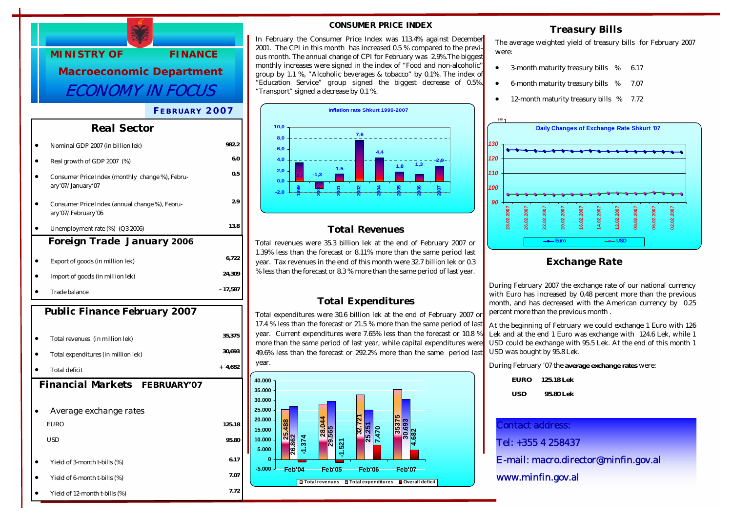# MINISTRY OF FINANCE

## Macroeconomic Department

*ECONOMY IN FOCUS*

**FEBRUARY 2007**

## Real Sector

| | |
|---|---|
| Nominal GDP 2007 (in billion lek) | 982.2 |
| Real growth of GDP 2007 (%) | 6.0 |
| Consumer Price Index (monthly change %), February'07/ January'07 | 0.5 |
| Consumer Price Index (annual change %), February'07/ February'06 | 2.9 |
| Unemployment rate (%) (Q3 2006) | 13.8 |

## Foreign Trade January 2006

| | |
|---|---|
| Export of goods (in million lek) | 6,722 |
| Import of goods (in million lek) | 24,309 |
| Trade balance | - 17,587 |

## Public Finance February 2007

| | |
|---|---|
| Total revenues (in million lek) | 35,375 |
| Total expenditures (in million lek) | 30,693 |
| Total deficit | + 4,682 |

## Financial Markets FEBRUARY'07

| | |
|---|---|
| Average exchange rates | |
| EURO | 125.18 |
| USD | 95.80 |
| Yield of 3-month t-bills (%) | 6.17 |
| Yield of 6-month t-bills (%) | 7.07 |
| Yield of 12-month t-bills (%) | 7.72 |

## CONSUMER PRICE INDEX

In February the Consumer Price Index was 113.4% against December 2001. The CPI in this month has increased 0.5 % compared to the previous month. The annual change of CPI for February was 2.9%.The biggest monthly increases were signed in the index of "Food and non-alcoholic" group by 1.1 %, "Alcoholic beverages & tobacco" by 0.1%. The index of "Education Service" group signed the biggest decrease of 0.5%. "Transport" signed a decrease by 0.1 %.

Inflation rate Shkurt 1999-2007

10,0
8,0
6,0
4,0
2,0
0,0
-2,0

1999 2000 2001 2002 2004 2005 2006 2007

3,2 -1,3 1,5 7,6 4,4 1,8 1,3 2,9

## Total Revenues

Total revenues were 35.3 billion lek at the end of February 2007 or 1.39% less than the forecast or 8.11% more than the same period last year. Tax revenues in the end of this month were 32.7 billion lek or 0.3 % less than the forecast or 8.3 % more than the same period of last year.

## Total Expenditures

Total expenditures were 30.6 billion lek at the end of February 2007 or 17.4 % less than the forecast or 21.5 % more than the same period of last year. Current expenditures were 7.65% less than the forecast or 10.8 % more than the same period of last year, while capital expenditures were 49.6% less than the forecast or 292.2% more than the same period last year.

40.000
35.000
30.000
25.000
20.000
15.000
10.000
5.000
0
-5.000

Feb'04: 25.488 26.862 -1.374
Feb'05: 28.044 29.565 -1.521
Feb'06: 32.721 25.251 7.470
Feb'07: 35375 30.693 4.682

Total revenues Total expenditures Overall deficit

## Treasury Bills

The average weighted yield of treasury bills for February 2007 were:

- 3-month maturity treasury bills % 6.17
- 6-month maturity treasury bills % 7.07
- 12-month maturity treasury bills % 7.72

Daily Changes of Exchange Rate Shkurt '07

140
130
120
110
100
90

28.02.2007 26.02.2007 22.02.2007 20.02.2007 16.02.2007 14.02.2007 12.02.2007 08.02.2007 06.02.2007 02.02.2007

Euro USD

## Exchange Rate

During February 2007 the exchange rate of our national currency with Euro has increased by 0.48 percent more than the previous month, and has decreased with the American currency by 0.25 percent more than the previous month .

At the beginning of February we could exchange 1 Euro with 126 Lek and at the end 1 Euro was exchange with 124.6 Lek, while 1 USD could be exchange with 95.5 Lek. At the end of this month 1 USD was bought by 95.8 Lek.

During February '07 the **average exchange rates** were:

**EURO 125.18 Lek**

**USD 95.80 Lek**

Contact address:

Tel: +355 4 258437

E-mail: macro.director@minfin.gov.al

www.minfin.gov.al